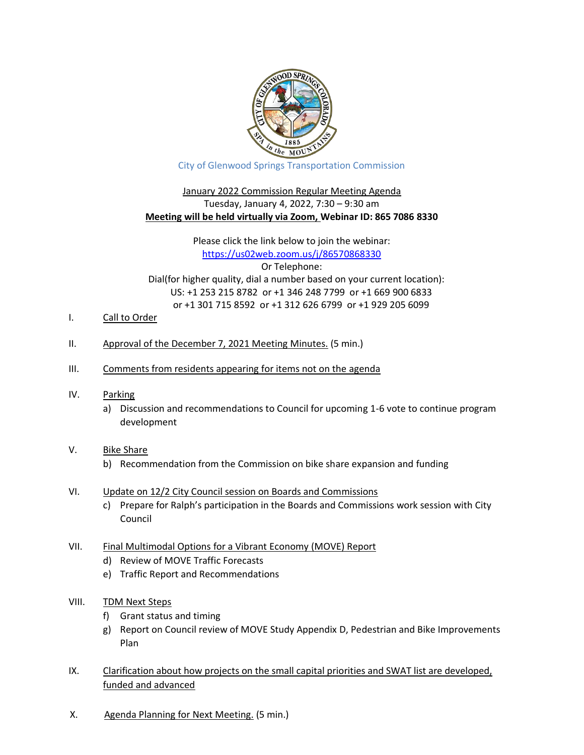City of Glenwood Springs Transportation Commission

January 2022 Commission Regular Meeting Agenda

Tuesday, January 4, 2022, 7:30 – 9:30 am

**Meeting will be held virtually via Zoom, Webinar ID: 865 7086 8330**

Please click the link below to join the webinar:

https://us02web.zoom.us/j/86570868330

Or Telephone:

Dial(for higher quality, dial a number based on your current location):

US: +1 253 215 8782 or +1 346 248 7799 or +1 669 900 6833

or +1 301 715 8592 or +1 312 626 6799 or +1 929 205 6099

I. Call to Order

II. Approval of the December 7, 2021 Meeting Minutes. (5 min.)

III. Comments from residents appearing for items not on the agenda

IV. Parking
   - a) Discussion and recommendations to Council for upcoming 1-6 vote to continue program development

V. Bike Share
   - b) Recommendation from the Commission on bike share expansion and funding

VI. Update on 12/2 City Council session on Boards and Commissions
   - c) Prepare for Ralph's participation in the Boards and Commissions work session with City Council

VII. Final Multimodal Options for a Vibrant Economy (MOVE) Report
   - d) Review of MOVE Traffic Forecasts
   - e) Traffic Report and Recommendations

VIII. TDM Next Steps
   - f) Grant status and timing
   - g) Report on Council review of MOVE Study Appendix D, Pedestrian and Bike Improvements Plan

IX. Clarification about how projects on the small capital priorities and SWAT list are developed, funded and advanced

X. Agenda Planning for Next Meeting. (5 min.)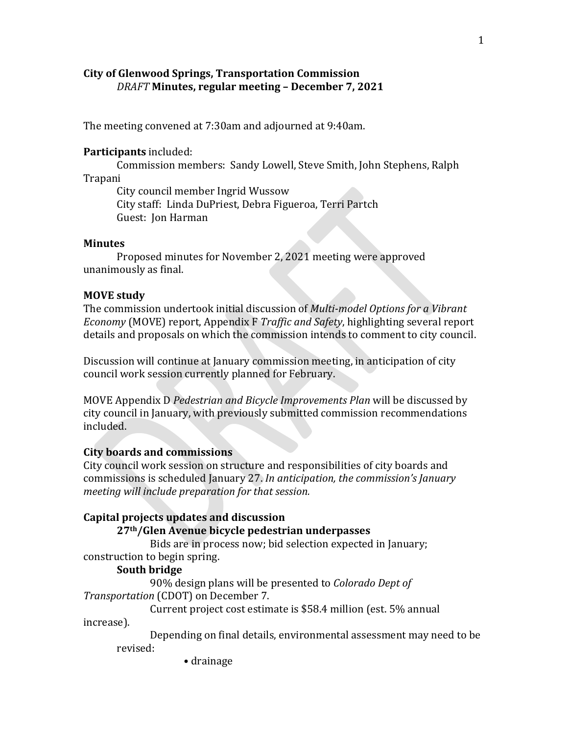**City of Glenwood Springs, Transportation Commission**
*DRAFT* **Minutes, regular meeting – December 7, 2021**

The meeting convened at 7:30am and adjourned at 9:40am.

**Participants** included:

Commission members: Sandy Lowell, Steve Smith, John Stephens, Ralph Trapani

City council member Ingrid Wussow

City staff: Linda DuPriest, Debra Figueroa, Terri Partch

Guest: Jon Harman

**Minutes**

Proposed minutes for November 2, 2021 meeting were approved unanimously as final.

**MOVE study**

The commission undertook initial discussion of *Multi-model Options for a Vibrant Economy* (MOVE) report, Appendix F *Traffic and Safety*, highlighting several report details and proposals on which the commission intends to comment to city council.

Discussion will continue at January commission meeting, in anticipation of city council work session currently planned for February.

MOVE Appendix D *Pedestrian and Bicycle Improvements Plan* will be discussed by city council in January, with previously submitted commission recommendations included.

**City boards and commissions**

City council work session on structure and responsibilities of city boards and commissions is scheduled January 27. *In anticipation, the commission's January meeting will include preparation for that session.*

**Capital projects updates and discussion**

**27th/Glen Avenue bicycle pedestrian underpasses**

Bids are in process now; bid selection expected in January; construction to begin spring.

**South bridge**

90% design plans will be presented to *Colorado Dept of Transportation* (CDOT) on December 7.

Current project cost estimate is $58.4 million (est. 5% annual increase).

Depending on final details, environmental assessment may need to be revised:

- drainage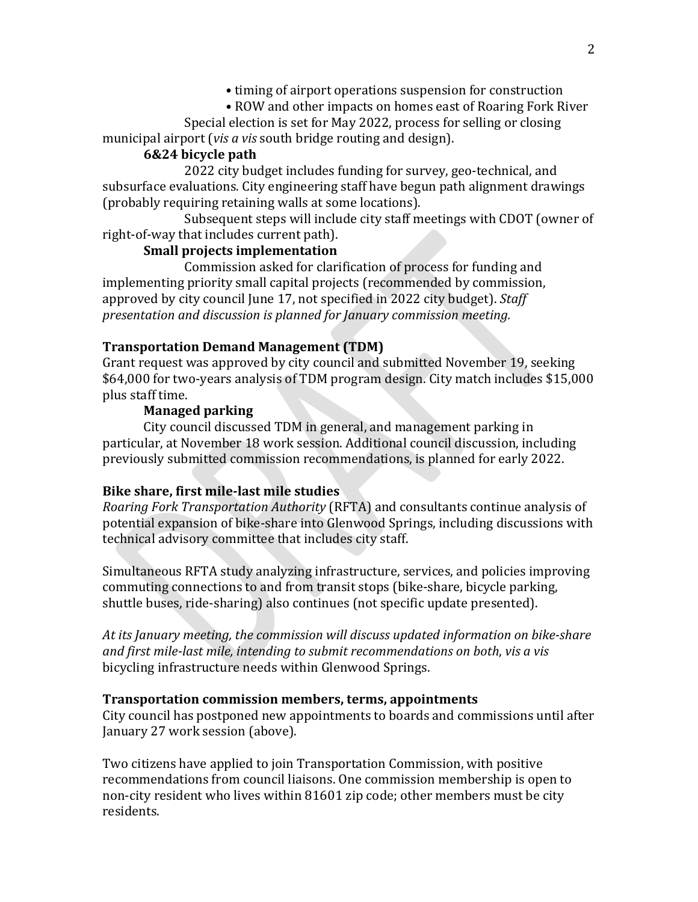- timing of airport operations suspension for construction
- ROW and other impacts on homes east of Roaring Fork River

Special election is set for May 2022, process for selling or closing municipal airport (*vis a vis* south bridge routing and design).

**6&24 bicycle path**

2022 city budget includes funding for survey, geo-technical, and subsurface evaluations. City engineering staff have begun path alignment drawings (probably requiring retaining walls at some locations).

Subsequent steps will include city staff meetings with CDOT (owner of right-of-way that includes current path).

**Small projects implementation**

Commission asked for clarification of process for funding and implementing priority small capital projects (recommended by commission, approved by city council June 17, not specified in 2022 city budget). *Staff presentation and discussion is planned for January commission meeting.*

**Transportation Demand Management (TDM)**

Grant request was approved by city council and submitted November 19, seeking $64,000 for two-years analysis of TDM program design. City match includes $15,000 plus staff time.

**Managed parking**

City council discussed TDM in general, and management parking in particular, at November 18 work session. Additional council discussion, including previously submitted commission recommendations, is planned for early 2022.

**Bike share, first mile-last mile studies**

*Roaring Fork Transportation Authority* (RFTA) and consultants continue analysis of potential expansion of bike-share into Glenwood Springs, including discussions with technical advisory committee that includes city staff.

Simultaneous RFTA study analyzing infrastructure, services, and policies improving commuting connections to and from transit stops (bike-share, bicycle parking, shuttle buses, ride-sharing) also continues (not specific update presented).

*At its January meeting, the commission will discuss updated information on bike-share and first mile-last mile, intending to submit recommendations on both, vis a vis* bicycling infrastructure needs within Glenwood Springs.

**Transportation commission members, terms, appointments**

City council has postponed new appointments to boards and commissions until after January 27 work session (above).

Two citizens have applied to join Transportation Commission, with positive recommendations from council liaisons. One commission membership is open to non-city resident who lives within 81601 zip code; other members must be city residents.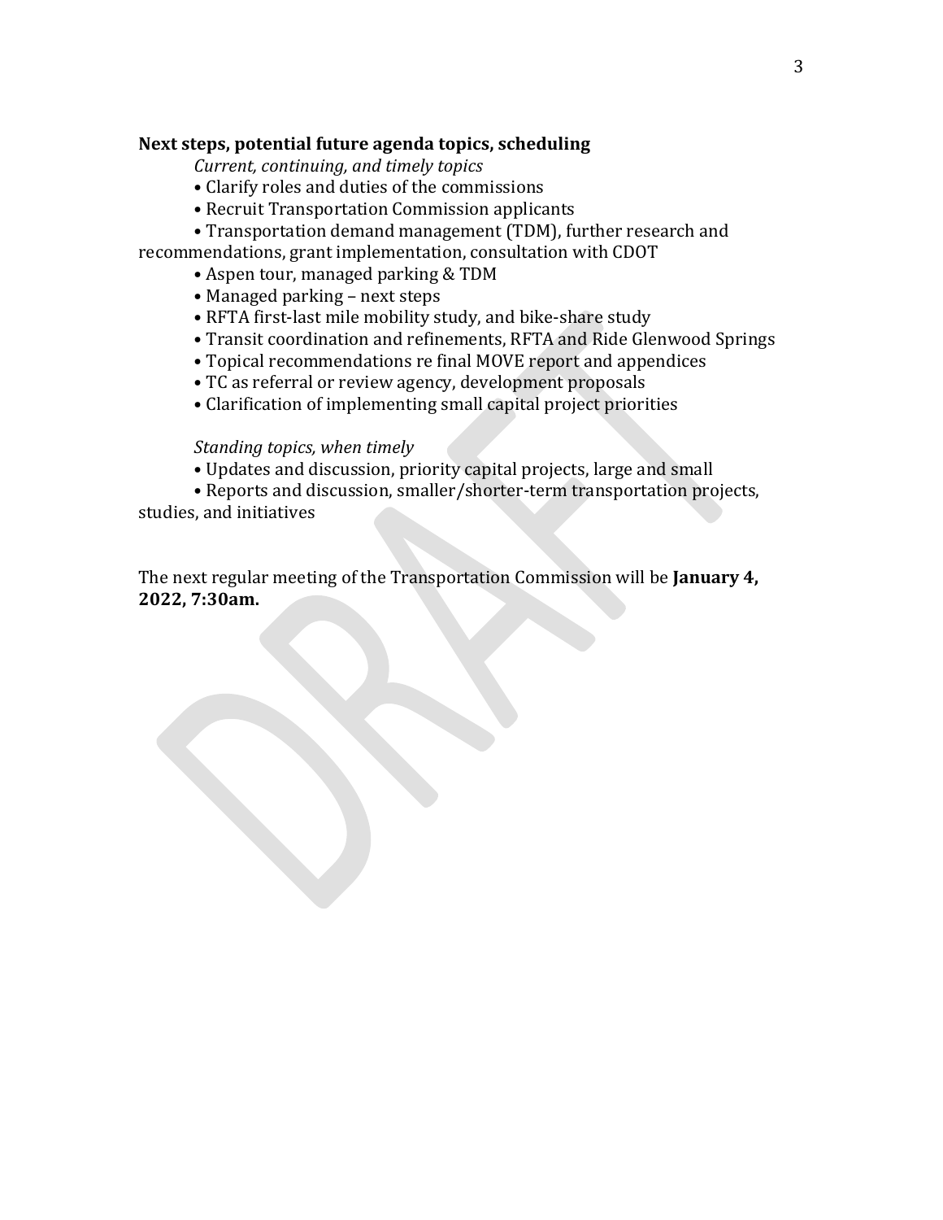**Next steps, potential future agenda topics, scheduling**

*Current, continuing, and timely topics*

- Clarify roles and duties of the commissions
- Recruit Transportation Commission applicants
- Transportation demand management (TDM), further research and recommendations, grant implementation, consultation with CDOT
- Aspen tour, managed parking & TDM
- Managed parking – next steps
- RFTA first-last mile mobility study, and bike-share study
- Transit coordination and refinements, RFTA and Ride Glenwood Springs
- Topical recommendations re final MOVE report and appendices
- TC as referral or review agency, development proposals
- Clarification of implementing small capital project priorities

*Standing topics, when timely*

- Updates and discussion, priority capital projects, large and small
- Reports and discussion, smaller/shorter-term transportation projects, studies, and initiatives

The next regular meeting of the Transportation Commission will be **January 4, 2022, 7:30am.**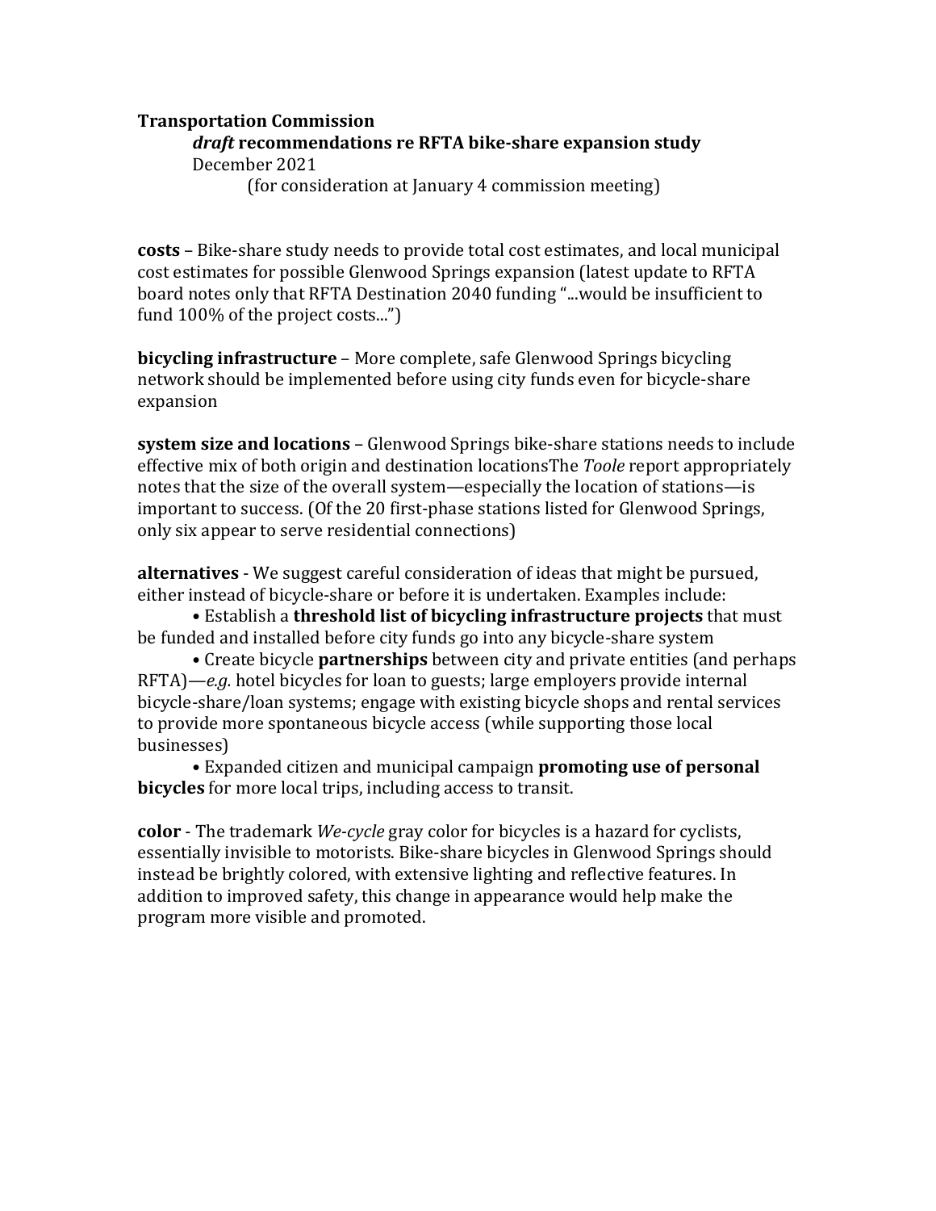**Transportation Commission**

***draft* recommendations re RFTA bike-share expansion study**

December 2021

(for consideration at January 4 commission meeting)

**costs** – Bike-share study needs to provide total cost estimates, and local municipal cost estimates for possible Glenwood Springs expansion (latest update to RFTA board notes only that RFTA Destination 2040 funding "...would be insufficient to fund 100% of the project costs...")

**bicycling infrastructure** – More complete, safe Glenwood Springs bicycling network should be implemented before using city funds even for bicycle-share expansion

**system size and locations** – Glenwood Springs bike-share stations needs to include effective mix of both origin and destination locationsThe *Toole* report appropriately notes that the size of the overall system—especially the location of stations—is important to success. (Of the 20 first-phase stations listed for Glenwood Springs, only six appear to serve residential connections)

**alternatives** - We suggest careful consideration of ideas that might be pursued, either instead of bicycle-share or before it is undertaken. Examples include:

- Establish a **threshold list of bicycling infrastructure projects** that must be funded and installed before city funds go into any bicycle-share system
- Create bicycle **partnerships** between city and private entities (and perhaps RFTA)—*e.g.* hotel bicycles for loan to guests; large employers provide internal bicycle-share/loan systems; engage with existing bicycle shops and rental services to provide more spontaneous bicycle access (while supporting those local businesses)
- Expanded citizen and municipal campaign **promoting use of personal bicycles** for more local trips, including access to transit.

**color** - The trademark *We-cycle* gray color for bicycles is a hazard for cyclists, essentially invisible to motorists. Bike-share bicycles in Glenwood Springs should instead be brightly colored, with extensive lighting and reflective features. In addition to improved safety, this change in appearance would help make the program more visible and promoted.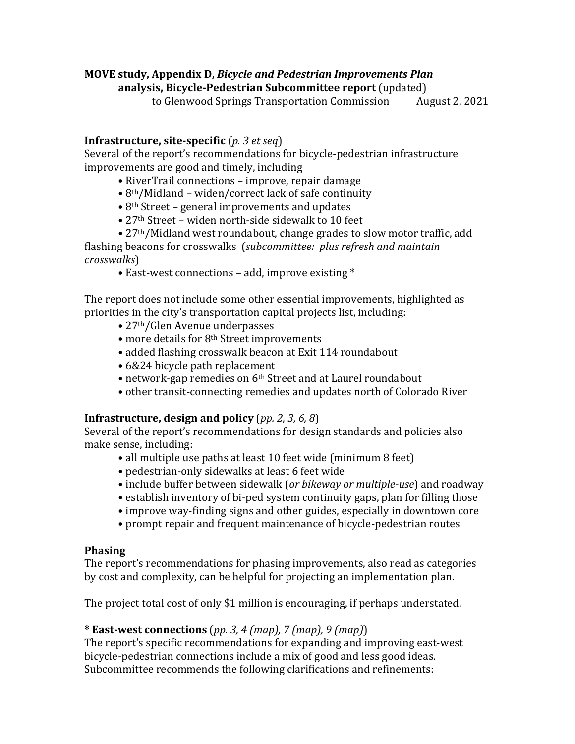**MOVE study, Appendix D, *Bicycle and Pedestrian Improvements Plan***
**analysis, Bicycle-Pedestrian Subcommittee report** (updated)
to Glenwood Springs Transportation Commission August 2, 2021

**Infrastructure, site-specific** (*p. 3 et seq*)

Several of the report's recommendations for bicycle-pedestrian infrastructure improvements are good and timely, including

- RiverTrail connections – improve, repair damage
- 8th/Midland – widen/correct lack of safe continuity
- 8th Street – general improvements and updates
- 27th Street – widen north-side sidewalk to 10 feet
- 27th/Midland west roundabout, change grades to slow motor traffic, add flashing beacons for crosswalks (*subcommittee: plus refresh and maintain crosswalks*)
- East-west connections – add, improve existing *

The report does not include some other essential improvements, highlighted as priorities in the city's transportation capital projects list, including:

- 27th/Glen Avenue underpasses
- more details for 8th Street improvements
- added flashing crosswalk beacon at Exit 114 roundabout
- 6&24 bicycle path replacement
- network-gap remedies on 6th Street and at Laurel roundabout
- other transit-connecting remedies and updates north of Colorado River

**Infrastructure, design and policy** (*pp. 2, 3, 6, 8*)

Several of the report's recommendations for design standards and policies also make sense, including:

- all multiple use paths at least 10 feet wide (minimum 8 feet)
- pedestrian-only sidewalks at least 6 feet wide
- include buffer between sidewalk (*or bikeway or multiple-use*) and roadway
- establish inventory of bi-ped system continuity gaps, plan for filling those
- improve way-finding signs and other guides, especially in downtown core
- prompt repair and frequent maintenance of bicycle-pedestrian routes

**Phasing**

The report's recommendations for phasing improvements, also read as categories by cost and complexity, can be helpful for projecting an implementation plan.

The project total cost of only $1 million is encouraging, if perhaps understated.

**\* East-west connections** (*pp. 3, 4 (map), 7 (map), 9 (map)*)

The report's specific recommendations for expanding and improving east-west bicycle-pedestrian connections include a mix of good and less good ideas. Subcommittee recommends the following clarifications and refinements: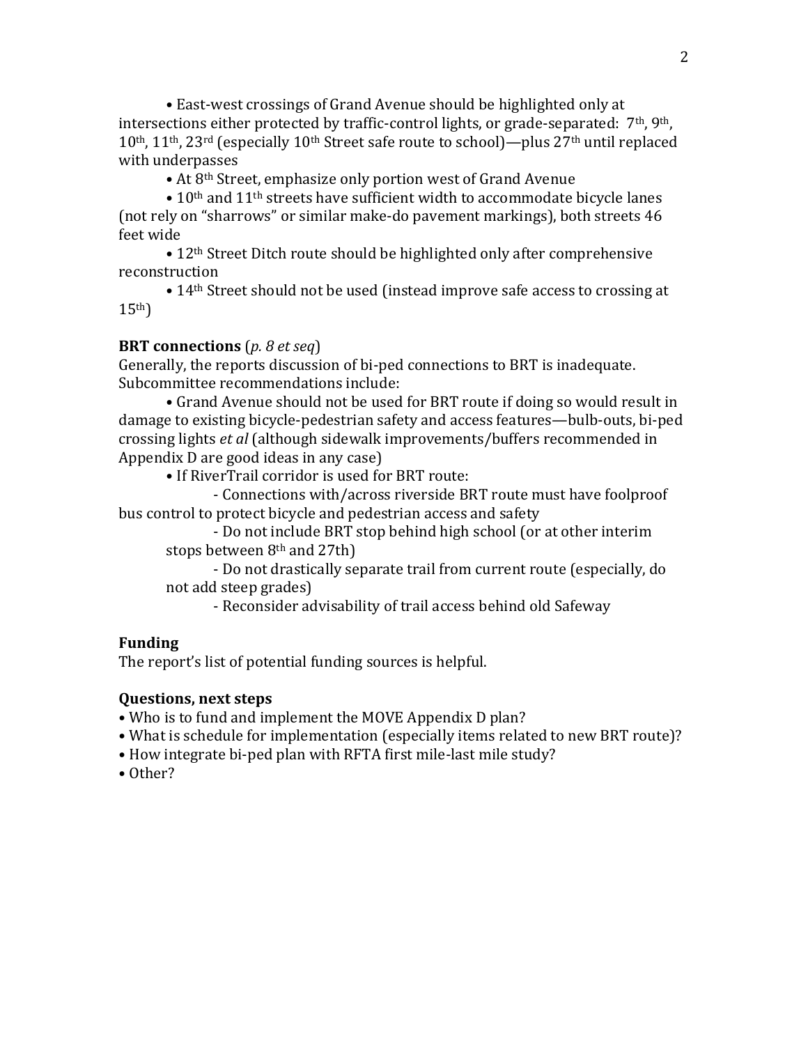• East-west crossings of Grand Avenue should be highlighted only at intersections either protected by traffic-control lights, or grade-separated: 7th, 9th, 10th, 11th, 23rd (especially 10th Street safe route to school)—plus 27th until replaced with underpasses

• At 8th Street, emphasize only portion west of Grand Avenue

• 10th and 11th streets have sufficient width to accommodate bicycle lanes (not rely on "sharrows" or similar make-do pavement markings), both streets 46 feet wide

• 12th Street Ditch route should be highlighted only after comprehensive reconstruction

• 14th Street should not be used (instead improve safe access to crossing at 15th)

**BRT connections** (*p. 8 et seq*)

Generally, the reports discussion of bi-ped connections to BRT is inadequate. Subcommittee recommendations include:

• Grand Avenue should not be used for BRT route if doing so would result in damage to existing bicycle-pedestrian safety and access features—bulb-outs, bi-ped crossing lights *et al* (although sidewalk improvements/buffers recommended in Appendix D are good ideas in any case)

• If RiverTrail corridor is used for BRT route:

- Connections with/across riverside BRT route must have foolproof bus control to protect bicycle and pedestrian access and safety
- Do not include BRT stop behind high school (or at other interim stops between 8th and 27th)
- Do not drastically separate trail from current route (especially, do not add steep grades)
- Reconsider advisability of trail access behind old Safeway

**Funding**

The report's list of potential funding sources is helpful.

**Questions, next steps**

• Who is to fund and implement the MOVE Appendix D plan?

• What is schedule for implementation (especially items related to new BRT route)?

• How integrate bi-ped plan with RFTA first mile-last mile study?

• Other?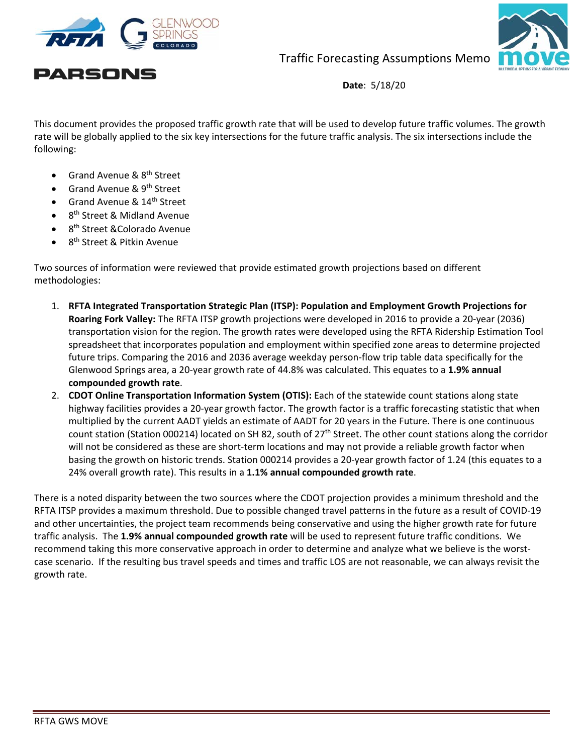Traffic Forecasting Assumptions Memo

**Date**: 5/18/20

This document provides the proposed traffic growth rate that will be used to develop future traffic volumes. The growth rate will be globally applied to the six key intersections for the future traffic analysis. The six intersections include the following:

- Grand Avenue & 8th Street
- Grand Avenue & 9th Street
- Grand Avenue & 14th Street
- 8th Street & Midland Avenue
- 8th Street &Colorado Avenue
- 8th Street & Pitkin Avenue

Two sources of information were reviewed that provide estimated growth projections based on different methodologies:

1. **RFTA Integrated Transportation Strategic Plan (ITSP): Population and Employment Growth Projections for Roaring Fork Valley:** The RFTA ITSP growth projections were developed in 2016 to provide a 20-year (2036) transportation vision for the region. The growth rates were developed using the RFTA Ridership Estimation Tool spreadsheet that incorporates population and employment within specified zone areas to determine projected future trips. Comparing the 2016 and 2036 average weekday person-flow trip table data specifically for the Glenwood Springs area, a 20-year growth rate of 44.8% was calculated. This equates to a **1.9% annual compounded growth rate**.
2. **CDOT Online Transportation Information System (OTIS):** Each of the statewide count stations along state highway facilities provides a 20-year growth factor. The growth factor is a traffic forecasting statistic that when multiplied by the current AADT yields an estimate of AADT for 20 years in the Future. There is one continuous count station (Station 000214) located on SH 82, south of 27th Street. The other count stations along the corridor will not be considered as these are short-term locations and may not provide a reliable growth factor when basing the growth on historic trends. Station 000214 provides a 20-year growth factor of 1.24 (this equates to a 24% overall growth rate). This results in a **1.1% annual compounded growth rate**.

There is a noted disparity between the two sources where the CDOT projection provides a minimum threshold and the RFTA ITSP provides a maximum threshold. Due to possible changed travel patterns in the future as a result of COVID-19 and other uncertainties, the project team recommends being conservative and using the higher growth rate for future traffic analysis. The **1.9% annual compounded growth rate** will be used to represent future traffic conditions. We recommend taking this more conservative approach in order to determine and analyze what we believe is the worst-case scenario. If the resulting bus travel speeds and times and traffic LOS are not reasonable, we can always revisit the growth rate.